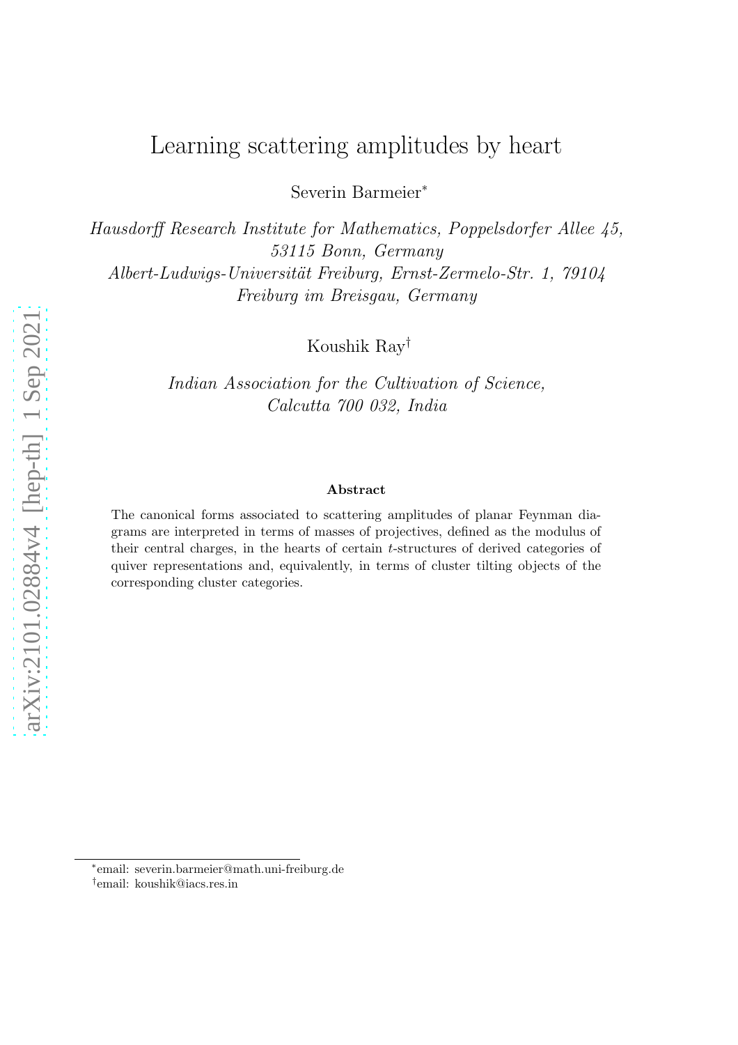# Learning scattering amplitudes by heart

Severin Barmeier[*]

*Hausdorff Research Institute for Mathematics, Poppelsdorfer Allee 45, 53115 Bonn, Germany*
*Albert-Ludwigs-Universität Freiburg, Ernst-Zermelo-Str. 1, 79104 Freiburg im Breisgau, Germany*

Koushik Ray[†]

*Indian Association for the Cultivation of Science, Calcutta 700 032, India*

### Abstract

The canonical forms associated to scattering amplitudes of planar Feynman diagrams are interpreted in terms of masses of projectives, defined as the modulus of their central charges, in the hearts of certain $t$-structures of derived categories of quiver representations and, equivalently, in terms of cluster tilting objects of the corresponding cluster categories.

---

[*] email: severin.barmeier@math.uni-freiburg.de
[†] email: koushik@iacs.res.in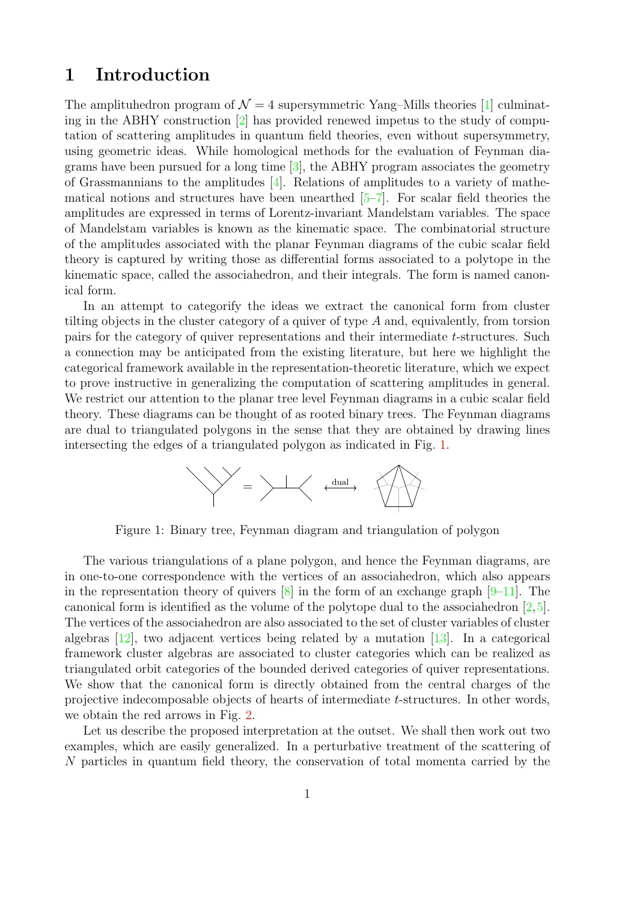# 1 Introduction

The amplituhedron program of $\mathcal{N} = 4$ supersymmetric Yang–Mills theories [1] culminating in the ABHY construction [2] has provided renewed impetus to the study of computation of scattering amplitudes in quantum field theories, even without supersymmetry, using geometric ideas. While homological methods for the evaluation of Feynman diagrams have been pursued for a long time [3], the ABHY program associates the geometry of Grassmannians to the amplitudes [4]. Relations of amplitudes to a variety of mathematical notions and structures have been unearthed [5–7]. For scalar field theories the amplitudes are expressed in terms of Lorentz-invariant Mandelstam variables. The space of Mandelstam variables is known as the kinematic space. The combinatorial structure of the amplitudes associated with the planar Feynman diagrams of the cubic scalar field theory is captured by writing those as differential forms associated to a polytope in the kinematic space, called the associahedron, and their integrals. The form is named canonical form.

In an attempt to categorify the ideas we extract the canonical form from cluster tilting objects in the cluster category of a quiver of type $A$ and, equivalently, from torsion pairs for the category of quiver representations and their intermediate $t$-structures. Such a connection may be anticipated from the existing literature, but here we highlight the categorical framework available in the representation-theoretic literature, which we expect to prove instructive in generalizing the computation of scattering amplitudes in general. We restrict our attention to the planar tree level Feynman diagrams in a cubic scalar field theory. These diagrams can be thought of as rooted binary trees. The Feynman diagrams are dual to triangulated polygons in the sense that they are obtained by drawing lines intersecting the edges of a triangulated polygon as indicated in Fig. 1.

Figure 1: Binary tree, Feynman diagram and triangulation of polygon

The various triangulations of a plane polygon, and hence the Feynman diagrams, are in one-to-one correspondence with the vertices of an associahedron, which also appears in the representation theory of quivers [8] in the form of an exchange graph [9–11]. The canonical form is identified as the volume of the polytope dual to the associahedron [2, 5]. The vertices of the associahedron are also associated to the set of cluster variables of cluster algebras [12], two adjacent vertices being related by a mutation [13]. In a categorical framework cluster algebras are associated to cluster categories which can be realized as triangulated orbit categories of the bounded derived categories of quiver representations. We show that the canonical form is directly obtained from the central charges of the projective indecomposable objects of hearts of intermediate $t$-structures. In other words, we obtain the red arrows in Fig. 2.

Let us describe the proposed interpretation at the outset. We shall then work out two examples, which are easily generalized. In a perturbative treatment of the scattering of $N$ particles in quantum field theory, the conservation of total momenta carried by the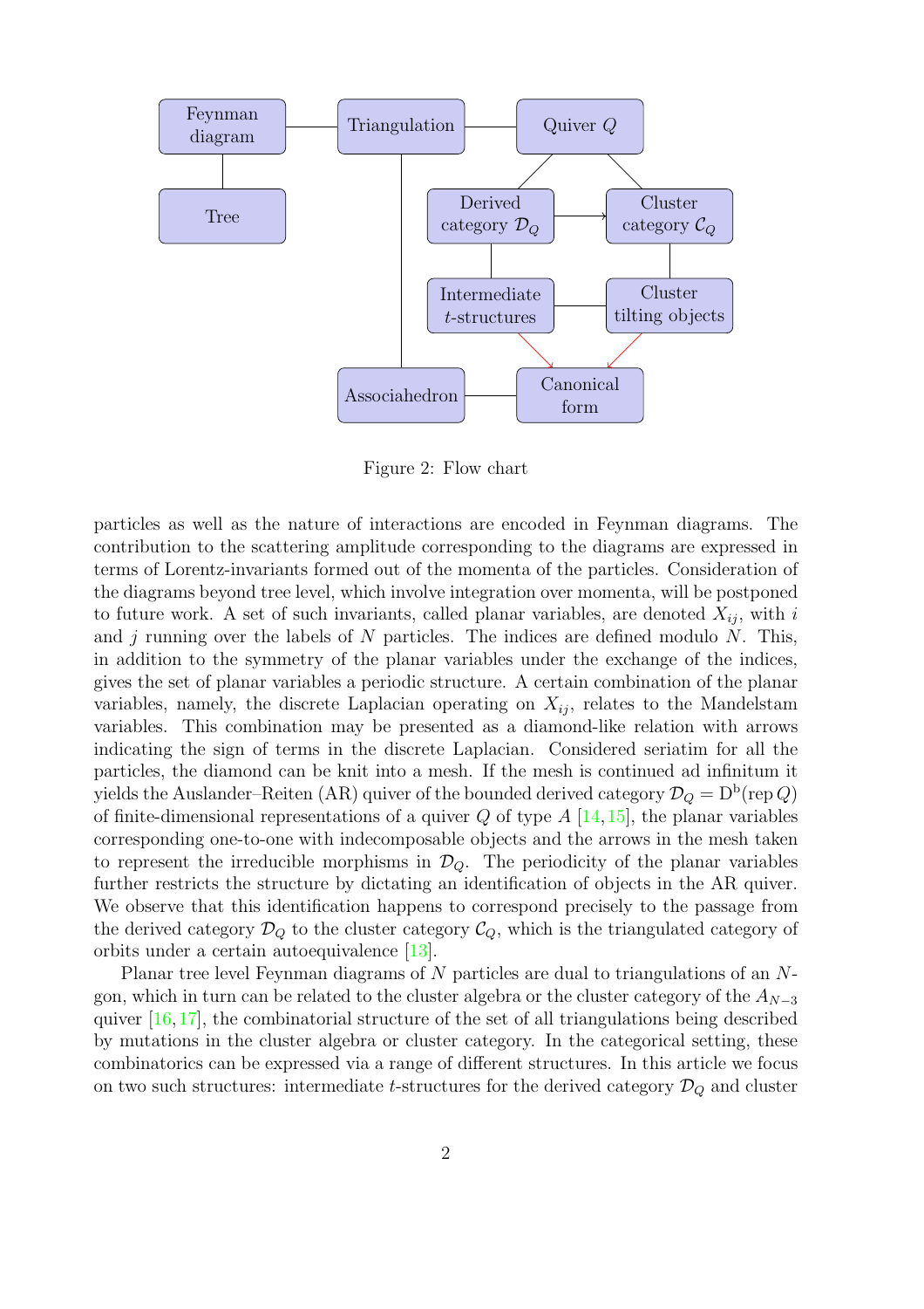Figure 2: Flow chart

particles as well as the nature of interactions are encoded in Feynman diagrams. The contribution to the scattering amplitude corresponding to the diagrams are expressed in terms of Lorentz-invariants formed out of the momenta of the particles. Consideration of the diagrams beyond tree level, which involve integration over momenta, will be postponed to future work. A set of such invariants, called planar variables, are denoted $X_{ij}$, with $i$ and $j$ running over the labels of $N$ particles. The indices are defined modulo $N$. This, in addition to the symmetry of the planar variables under the exchange of the indices, gives the set of planar variables a periodic structure. A certain combination of the planar variables, namely, the discrete Laplacian operating on $X_{ij}$, relates to the Mandelstam variables. This combination may be presented as a diamond-like relation with arrows indicating the sign of terms in the discrete Laplacian. Considered seriatim for all the particles, the diamond can be knit into a mesh. If the mesh is continued ad infinitum it yields the Auslander–Reiten (AR) quiver of the bounded derived category $\mathcal{D}_Q = \mathrm{D^b}(\mathrm{rep}\, Q)$ of finite-dimensional representations of a quiver $Q$ of type $A$ [14, 15], the planar variables corresponding one-to-one with indecomposable objects and the arrows in the mesh taken to represent the irreducible morphisms in $\mathcal{D}_Q$. The periodicity of the planar variables further restricts the structure by dictating an identification of objects in the AR quiver. We observe that this identification happens to correspond precisely to the passage from the derived category $\mathcal{D}_Q$ to the cluster category $\mathcal{C}_Q$, which is the triangulated category of orbits under a certain autoequivalence [13].

Planar tree level Feynman diagrams of $N$ particles are dual to triangulations of an $N$-gon, which in turn can be related to the cluster algebra or the cluster category of the $A_{N-3}$ quiver [16, 17], the combinatorial structure of the set of all triangulations being described by mutations in the cluster algebra or cluster category. In the categorical setting, these combinatorics can be expressed via a range of different structures. In this article we focus on two such structures: intermediate $t$-structures for the derived category $\mathcal{D}_Q$ and cluster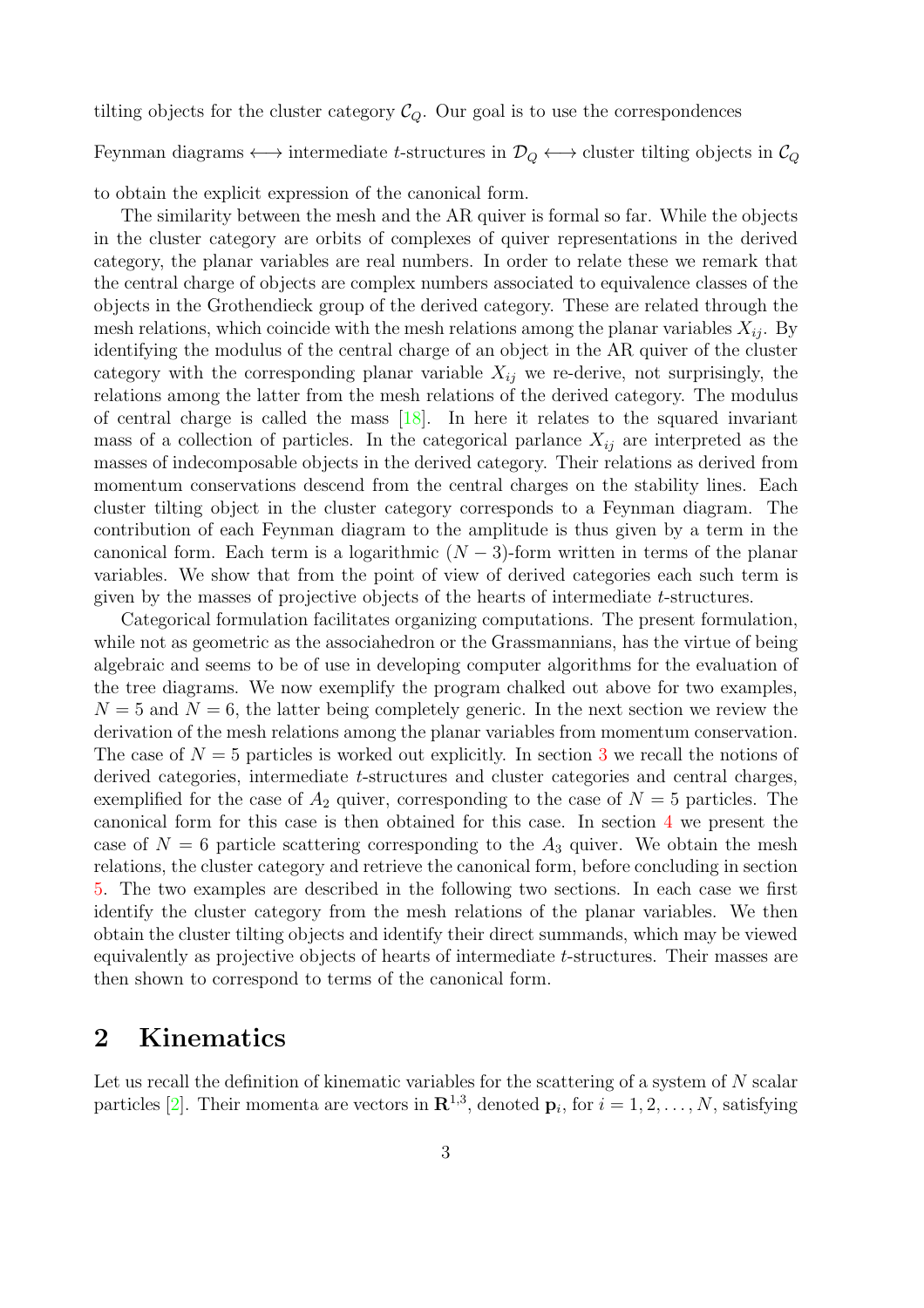tilting objects for the cluster category $\mathcal{C}_Q$. Our goal is to use the correspondences

Feynman diagrams $\longleftrightarrow$ intermediate $t$-structures in $\mathcal{D}_Q \longleftrightarrow$ cluster tilting objects in $\mathcal{C}_Q$

to obtain the explicit expression of the canonical form.

The similarity between the mesh and the AR quiver is formal so far. While the objects in the cluster category are orbits of complexes of quiver representations in the derived category, the planar variables are real numbers. In order to relate these we remark that the central charge of objects are complex numbers associated to equivalence classes of the objects in the Grothendieck group of the derived category. These are related through the mesh relations, which coincide with the mesh relations among the planar variables $X_{ij}$. By identifying the modulus of the central charge of an object in the AR quiver of the cluster category with the corresponding planar variable $X_{ij}$ we re-derive, not surprisingly, the relations among the latter from the mesh relations of the derived category. The modulus of central charge is called the mass [18]. In here it relates to the squared invariant mass of a collection of particles. In the categorical parlance $X_{ij}$ are interpreted as the masses of indecomposable objects in the derived category. Their relations as derived from momentum conservations descend from the central charges on the stability lines. Each cluster tilting object in the cluster category corresponds to a Feynman diagram. The contribution of each Feynman diagram to the amplitude is thus given by a term in the canonical form. Each term is a logarithmic $(N-3)$-form written in terms of the planar variables. We show that from the point of view of derived categories each such term is given by the masses of projective objects of the hearts of intermediate $t$-structures.

Categorical formulation facilitates organizing computations. The present formulation, while not as geometric as the associahedron or the Grassmannians, has the virtue of being algebraic and seems to be of use in developing computer algorithms for the evaluation of the tree diagrams. We now exemplify the program chalked out above for two examples, $N = 5$ and $N = 6$, the latter being completely generic. In the next section we review the derivation of the mesh relations among the planar variables from momentum conservation. The case of $N = 5$ particles is worked out explicitly. In section 3 we recall the notions of derived categories, intermediate $t$-structures and cluster categories and central charges, exemplified for the case of $A_2$ quiver, corresponding to the case of $N = 5$ particles. The canonical form for this case is then obtained for this case. In section 4 we present the case of $N = 6$ particle scattering corresponding to the $A_3$ quiver. We obtain the mesh relations, the cluster category and retrieve the canonical form, before concluding in section 5. The two examples are described in the following two sections. In each case we first identify the cluster category from the mesh relations of the planar variables. We then obtain the cluster tilting objects and identify their direct summands, which may be viewed equivalently as projective objects of hearts of intermediate $t$-structures. Their masses are then shown to correspond to terms of the canonical form.

## 2 Kinematics

Let us recall the definition of kinematic variables for the scattering of a system of $N$ scalar particles [2]. Their momenta are vectors in $\mathbf{R}^{1,3}$, denoted $\mathbf{p}_i$, for $i = 1, 2, \ldots, N$, satisfying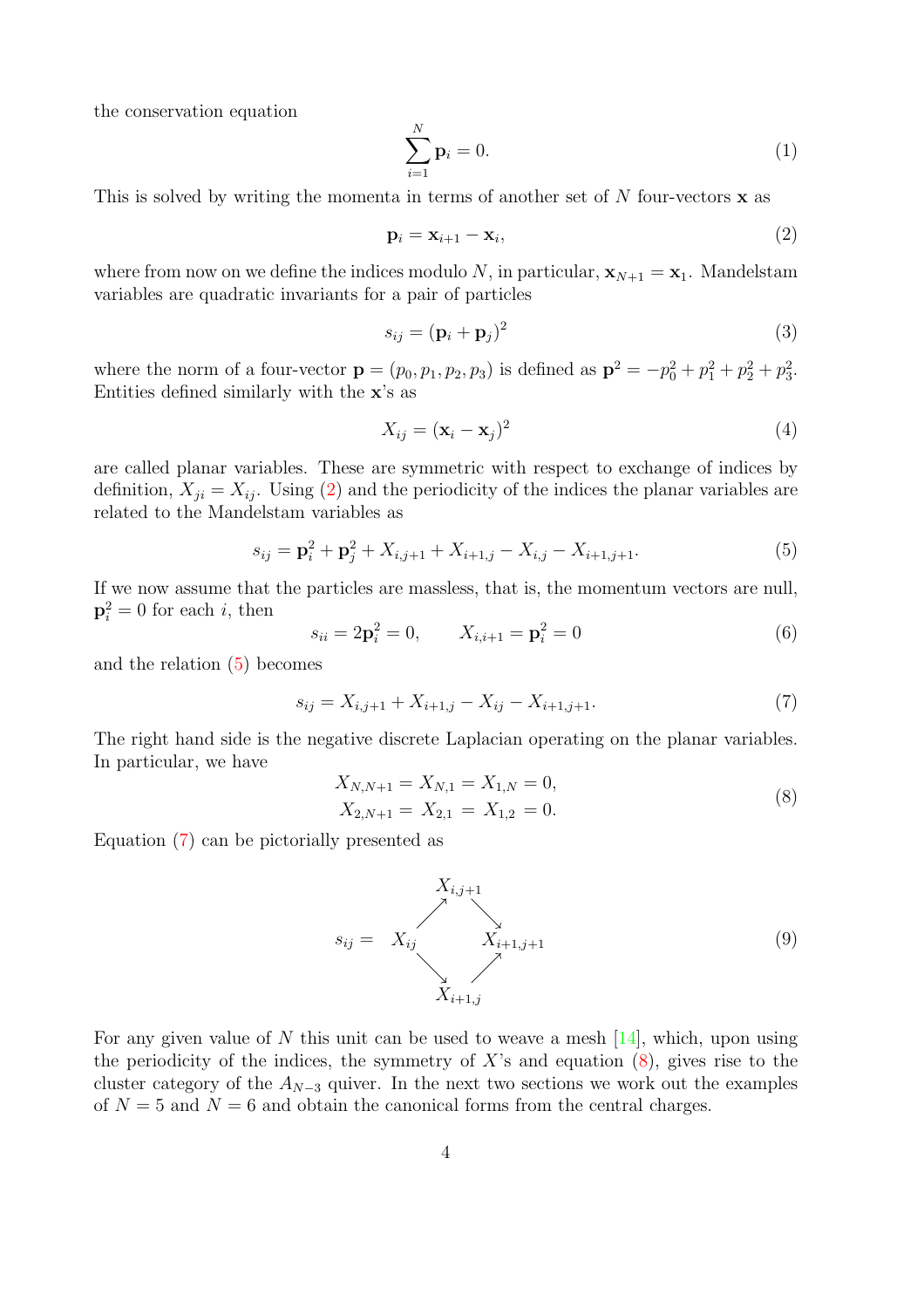the conservation equation

$$\sum_{i=1}^{N} \mathbf{p}_i = 0. \tag{1}$$

This is solved by writing the momenta in terms of another set of $N$ four-vectors $\mathbf{x}$ as

$$\mathbf{p}_i = \mathbf{x}_{i+1} - \mathbf{x}_i, \tag{2}$$

where from now on we define the indices modulo $N$, in particular, $\mathbf{x}_{N+1} = \mathbf{x}_1$. Mandelstam variables are quadratic invariants for a pair of particles

$$s_{ij} = (\mathbf{p}_i + \mathbf{p}_j)^2 \tag{3}$$

where the norm of a four-vector $\mathbf{p} = (p_0, p_1, p_2, p_3)$ is defined as $\mathbf{p}^2 = -p_0^2 + p_1^2 + p_2^2 + p_3^2$. Entities defined similarly with the $\mathbf{x}$'s as

$$X_{ij} = (\mathbf{x}_i - \mathbf{x}_j)^2 \tag{4}$$

are called planar variables. These are symmetric with respect to exchange of indices by definition, $X_{ji} = X_{ij}$. Using (2) and the periodicity of the indices the planar variables are related to the Mandelstam variables as

$$s_{ij} = \mathbf{p}_i^2 + \mathbf{p}_j^2 + X_{i,j+1} + X_{i+1,j} - X_{i,j} - X_{i+1,j+1}. \tag{5}$$

If we now assume that the particles are massless, that is, the momentum vectors are null, $\mathbf{p}_i^2 = 0$ for each $i$, then

$$s_{ii} = 2\mathbf{p}_i^2 = 0, \qquad X_{i,i+1} = \mathbf{p}_i^2 = 0 \tag{6}$$

and the relation (5) becomes

$$s_{ij} = X_{i,j+1} + X_{i+1,j} - X_{ij} - X_{i+1,j+1}. \tag{7}$$

The right hand side is the negative discrete Laplacian operating on the planar variables. In particular, we have

$$\begin{aligned} X_{N,N+1} &= X_{N,1} = X_{1,N} = 0, \\ X_{2,N+1} &= X_{2,1} = X_{1,2} = 0. \end{aligned} \tag{8}$$

Equation (7) can be pictorially presented as

$$s_{ij} = \begin{array}{ccc} & X_{i,j+1} & \\ \nearrow & & \searrow \\ X_{ij} & & X_{i+1,j+1} \\ \searrow & & \nearrow \\ & X_{i+1,j} & \end{array} \tag{9}$$

For any given value of $N$ this unit can be used to weave a mesh [14], which, upon using the periodicity of the indices, the symmetry of $X$'s and equation (8), gives rise to the cluster category of the $A_{N-3}$ quiver. In the next two sections we work out the examples of $N = 5$ and $N = 6$ and obtain the canonical forms from the central charges.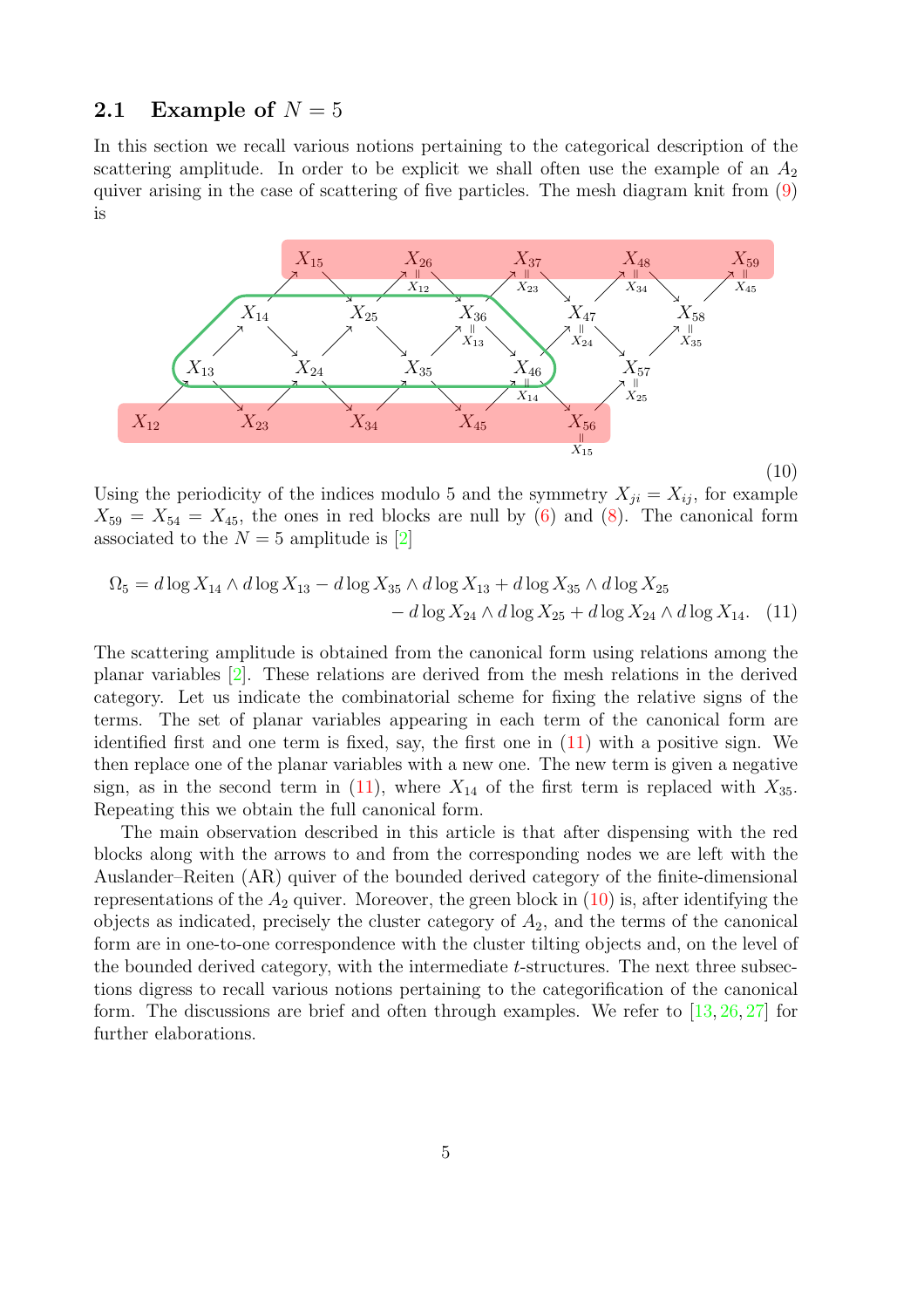## 2.1 Example of $N = 5$

In this section we recall various notions pertaining to the categorical description of the scattering amplitude. In order to be explicit we shall often use the example of an $A_2$ quiver arising in the case of scattering of five particles. The mesh diagram knit from (9) is

$$\begin{array}{ccccccccc} & X_{15} & & X_{26} = X_{12} & & X_{37} = X_{23} & & X_{48} = X_{34} & & X_{59} = X_{45} \\ X_{14} & & X_{25} & & X_{36} = X_{13} & & X_{47} = X_{24} & & X_{58} = X_{35} & \\ X_{13} & & X_{24} & & X_{35} & & X_{46} = X_{14} & & X_{57} = X_{25} & \\ X_{12} & & X_{23} & & X_{34} & & X_{45} & & X_{56} = X_{15} & \end{array} \tag{10}$$

Using the periodicity of the indices modulo 5 and the symmetry $X_{ji} = X_{ij}$, for example $X_{59} = X_{54} = X_{45}$, the ones in red blocks are null by (6) and (8). The canonical form associated to the $N = 5$ amplitude is [2]

$$\Omega_5 = d\log X_{14} \wedge d\log X_{13} - d\log X_{35} \wedge d\log X_{13} + d\log X_{35} \wedge d\log X_{25} \\ - d\log X_{24} \wedge d\log X_{25} + d\log X_{24} \wedge d\log X_{14}. \tag{11}$$

The scattering amplitude is obtained from the canonical form using relations among the planar variables [2]. These relations are derived from the mesh relations in the derived category. Let us indicate the combinatorial scheme for fixing the relative signs of the terms. The set of planar variables appearing in each term of the canonical form are identified first and one term is fixed, say, the first one in (11) with a positive sign. We then replace one of the planar variables with a new one. The new term is given a negative sign, as in the second term in (11), where $X_{14}$ of the first term is replaced with $X_{35}$. Repeating this we obtain the full canonical form.

The main observation described in this article is that after dispensing with the red blocks along with the arrows to and from the corresponding nodes we are left with the Auslander–Reiten (AR) quiver of the bounded derived category of the finite-dimensional representations of the $A_2$ quiver. Moreover, the green block in (10) is, after identifying the objects as indicated, precisely the cluster category of $A_2$, and the terms of the canonical form are in one-to-one correspondence with the cluster tilting objects and, on the level of the bounded derived category, with the intermediate $t$-structures. The next three subsections digress to recall various notions pertaining to the categorification of the canonical form. The discussions are brief and often through examples. We refer to [13, 26, 27] for further elaborations.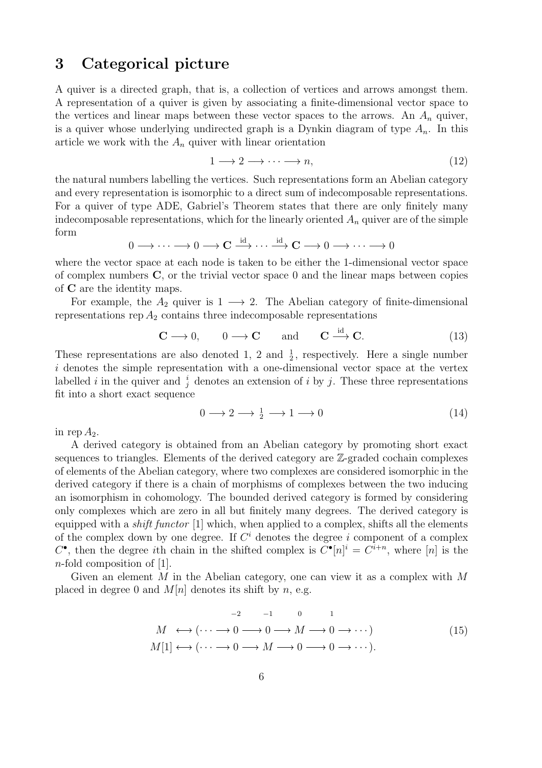## 3 Categorical picture

A quiver is a directed graph, that is, a collection of vertices and arrows amongst them. A representation of a quiver is given by associating a finite-dimensional vector space to the vertices and linear maps between these vector spaces to the arrows. An $A_n$ quiver, is a quiver whose underlying undirected graph is a Dynkin diagram of type $A_n$. In this article we work with the $A_n$ quiver with linear orientation

$$1 \longrightarrow 2 \longrightarrow \cdots \longrightarrow n, \tag{12}$$

the natural numbers labelling the vertices. Such representations form an Abelian category and every representation is isomorphic to a direct sum of indecomposable representations. For a quiver of type ADE, Gabriel's Theorem states that there are only finitely many indecomposable representations, which for the linearly oriented $A_n$ quiver are of the simple form

$$0 \longrightarrow \cdots \longrightarrow 0 \longrightarrow \mathbf{C} \xrightarrow{\text{id}} \cdots \xrightarrow{\text{id}} \mathbf{C} \longrightarrow 0 \longrightarrow \cdots \longrightarrow 0$$

where the vector space at each node is taken to be either the 1-dimensional vector space of complex numbers $\mathbf{C}$, or the trivial vector space 0 and the linear maps between copies of $\mathbf{C}$ are the identity maps.

For example, the $A_2$ quiver is $1 \longrightarrow 2$. The Abelian category of finite-dimensional representations $\operatorname{rep} A_2$ contains three indecomposable representations

$$\mathbf{C} \longrightarrow 0, \qquad 0 \longrightarrow \mathbf{C} \qquad \text{and} \qquad \mathbf{C} \xrightarrow{\text{id}} \mathbf{C}. \tag{13}$$

These representations are also denoted 1, 2 and ${}^{1}_{2}$, respectively. Here a single number $i$ denotes the simple representation with a one-dimensional vector space at the vertex labelled $i$ in the quiver and ${}^{i}_{j}$ denotes an extension of $i$ by $j$. These three representations fit into a short exact sequence

$$0 \longrightarrow 2 \longrightarrow {}^{1}_{2} \longrightarrow 1 \longrightarrow 0 \tag{14}$$

in $\operatorname{rep} A_2$.

A derived category is obtained from an Abelian category by promoting short exact sequences to triangles. Elements of the derived category are $\mathbb{Z}$-graded cochain complexes of elements of the Abelian category, where two complexes are considered isomorphic in the derived category if there is a chain of morphisms of complexes between the two inducing an isomorphism in cohomology. The bounded derived category is formed by considering only complexes which are zero in all but finitely many degrees. The derived category is equipped with a *shift functor* [1] which, when applied to a complex, shifts all the elements of the complex down by one degree. If $C^i$ denotes the degree $i$ component of a complex $C^\bullet$, then the degree $i$th chain in the shifted complex is $C^\bullet[n]^i = C^{i+n}$, where $[n]$ is the $n$-fold composition of [1].

Given an element $M$ in the Abelian category, one can view it as a complex with $M$ placed in degree 0 and $M[n]$ denotes its shift by $n$, e.g.

$$\begin{aligned}
&\qquad\qquad\quad\;\; {\scriptstyle -2} \qquad\;\; {\scriptstyle -1} \qquad\;\; {\scriptstyle 0} \qquad\;\; {\scriptstyle 1} \\
M \;&\longleftrightarrow (\cdots \longrightarrow 0 \longrightarrow 0 \longrightarrow M \longrightarrow 0 \longrightarrow \cdots) \\
M[1] &\longleftrightarrow (\cdots \longrightarrow 0 \longrightarrow M \longrightarrow 0 \longrightarrow 0 \longrightarrow \cdots).
\end{aligned} \tag{15}$$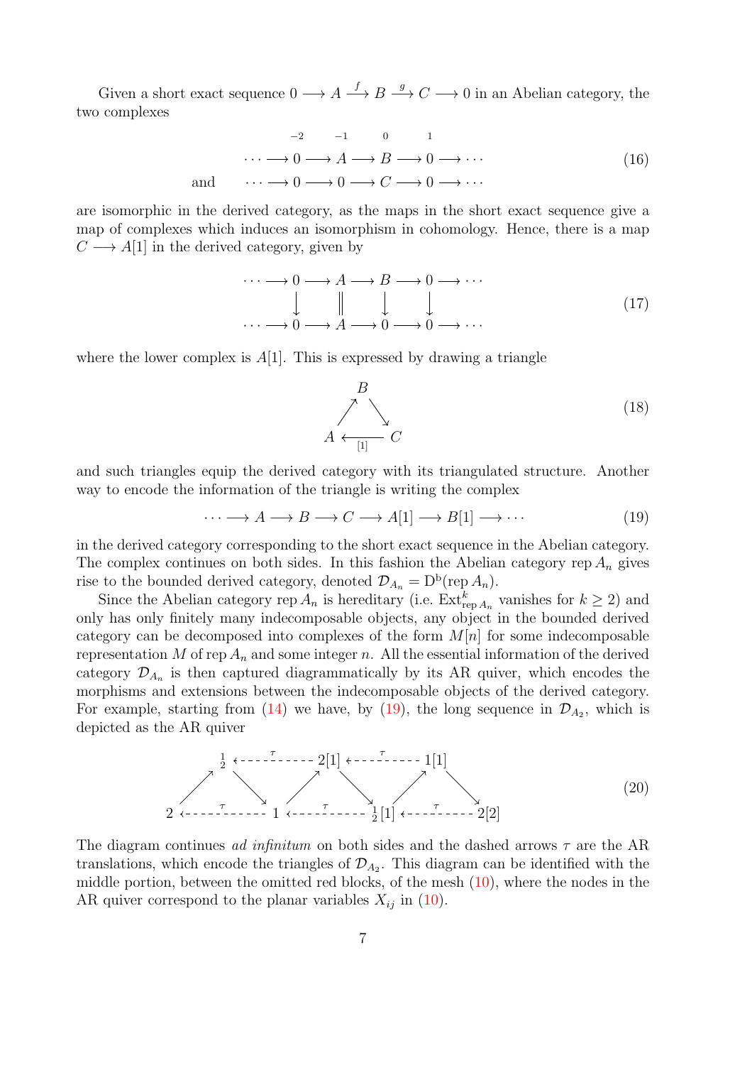Given a short exact sequence $0 \longrightarrow A \xrightarrow{f} B \xrightarrow{g} C \longrightarrow 0$ in an Abelian category, the two complexes

$$
\begin{array}{rccccccccc}
 & & & {\scriptstyle -2} & & {\scriptstyle -1} & & {\scriptstyle 0} & & {\scriptstyle 1} \\
 & \cdots & \longrightarrow & 0 & \longrightarrow & A & \longrightarrow & B & \longrightarrow & 0 & \longrightarrow \cdots \\
\text{and} & \cdots & \longrightarrow & 0 & \longrightarrow & 0 & \longrightarrow & C & \longrightarrow & 0 & \longrightarrow \cdots
\end{array}
\tag{16}
$$

are isomorphic in the derived category, as the maps in the short exact sequence give a map of complexes which induces an isomorphism in cohomology. Hence, there is a map $C \longrightarrow A[1]$ in the derived category, given by

$$
\begin{array}{ccccccccccc}
\cdots & \longrightarrow & 0 & \longrightarrow & A & \longrightarrow & B & \longrightarrow & 0 & \longrightarrow & \cdots \\
 & & \downarrow & & \| & & \downarrow & & \downarrow & & \\
\cdots & \longrightarrow & 0 & \longrightarrow & A & \longrightarrow & 0 & \longrightarrow & 0 & \longrightarrow & \cdots
\end{array}
\tag{17}
$$

where the lower complex is $A[1]$. This is expressed by drawing a triangle

$$
\begin{array}{ccc}
 & B & \\
\nearrow & & \searrow \\
A & \xleftarrow[{[1]}]{} & C
\end{array}
\tag{18}
$$

and such triangles equip the derived category with its triangulated structure. Another way to encode the information of the triangle is writing the complex

$$
\cdots \longrightarrow A \longrightarrow B \longrightarrow C \longrightarrow A[1] \longrightarrow B[1] \longrightarrow \cdots \tag{19}
$$

in the derived category corresponding to the short exact sequence in the Abelian category. The complex continues on both sides. In this fashion the Abelian category $\operatorname{rep} A_n$ gives rise to the bounded derived category, denoted $\mathcal{D}_{A_n} = \mathrm{D^b}(\operatorname{rep} A_n)$.

Since the Abelian category $\operatorname{rep} A_n$ is hereditary (i.e. $\operatorname{Ext}^k_{\operatorname{rep} A_n}$ vanishes for $k \geq 2$) and only has only finitely many indecomposable objects, any object in the bounded derived category can be decomposed into complexes of the form $M[n]$ for some indecomposable representation $M$ of $\operatorname{rep} A_n$ and some integer $n$. All the essential information of the derived category $\mathcal{D}_{A_n}$ is then captured diagrammatically by its AR quiver, which encodes the morphisms and extensions between the indecomposable objects of the derived category. For example, starting from (14) we have, by (19), the long sequence in $\mathcal{D}_{A_2}$, which is depicted as the AR quiver

$$
\begin{array}{ccccccccccccc}
 & & {\scriptstyle \frac{1}{2}} & \overset{\tau}{\longleftarrow\!\!-\!\!-} & & & 2[1] & \overset{\tau}{\longleftarrow\!\!-\!\!-} & & & 1[1] & & \\
 & \nearrow & & \searrow & & \nearrow & & \searrow & & \nearrow & & \searrow & \\
2 & \overset{\tau}{\longleftarrow\!\!-\!\!-} & & & 1 & \overset{\tau}{\longleftarrow\!\!-\!\!-} & & & {\scriptstyle \frac{1}{2}}[1] & \overset{\tau}{\longleftarrow\!\!-\!\!-} & & & 2[2]
\end{array}
\tag{20}
$$

The diagram continues *ad infinitum* on both sides and the dashed arrows $\tau$ are the AR translations, which encode the triangles of $\mathcal{D}_{A_2}$. This diagram can be identified with the middle portion, between the omitted red blocks, of the mesh (10), where the nodes in the AR quiver correspond to the planar variables $X_{ij}$ in (10).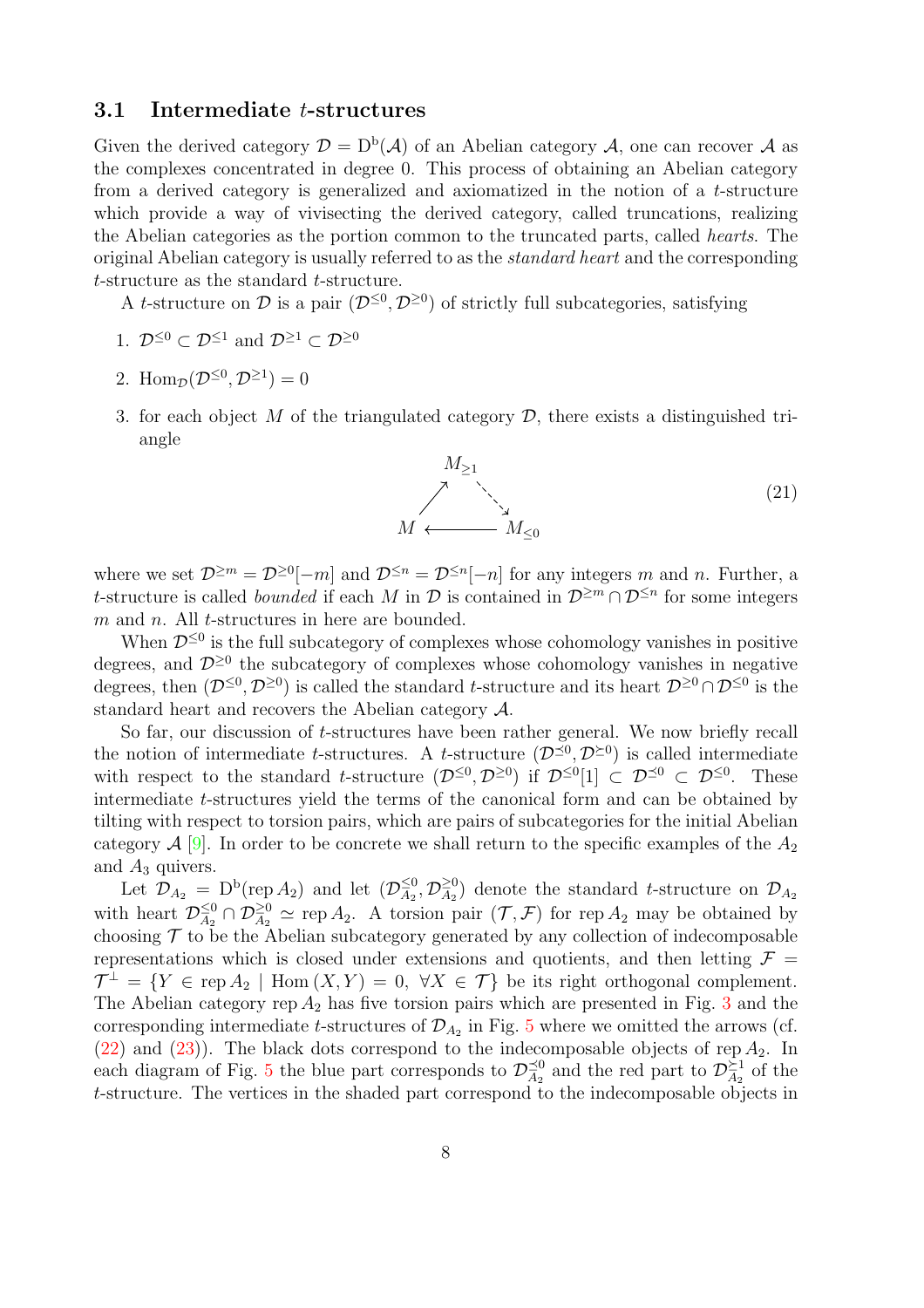### 3.1 Intermediate $t$-structures

Given the derived category $\mathcal{D} = \mathrm{D^b}(\mathcal{A})$ of an Abelian category $\mathcal{A}$, one can recover $\mathcal{A}$ as the complexes concentrated in degree 0. This process of obtaining an Abelian category from a derived category is generalized and axiomatized in the notion of a $t$-structure which provide a way of vivisecting the derived category, called truncations, realizing the Abelian categories as the portion common to the truncated parts, called *hearts*. The original Abelian category is usually referred to as the *standard heart* and the corresponding $t$-structure as the standard $t$-structure.

A $t$-structure on $\mathcal{D}$ is a pair $(\mathcal{D}^{\leq 0}, \mathcal{D}^{\geq 0})$ of strictly full subcategories, satisfying

1. $\mathcal{D}^{\leq 0} \subset \mathcal{D}^{\leq 1}$ and $\mathcal{D}^{\geq 1} \subset \mathcal{D}^{\geq 0}$
2. $\mathrm{Hom}_{\mathcal{D}}(\mathcal{D}^{\leq 0}, \mathcal{D}^{\geq 1}) = 0$
3. for each object $M$ of the triangulated category $\mathcal{D}$, there exists a distinguished triangle

$$
\begin{array}{ccc}
 & M_{\geq 1} & \\
\nearrow & & \searrow \\
M & \longleftarrow & M_{\leq 0}
\end{array}
\tag{21}
$$

where we set $\mathcal{D}^{\geq m} = \mathcal{D}^{\geq 0}[-m]$ and $\mathcal{D}^{\leq n} = \mathcal{D}^{\leq n}[-n]$ for any integers $m$ and $n$. Further, a $t$-structure is called *bounded* if each $M$ in $\mathcal{D}$ is contained in $\mathcal{D}^{\geq m} \cap \mathcal{D}^{\leq n}$ for some integers $m$ and $n$. All $t$-structures in here are bounded.

When $\mathcal{D}^{\leq 0}$ is the full subcategory of complexes whose cohomology vanishes in positive degrees, and $\mathcal{D}^{\geq 0}$ the subcategory of complexes whose cohomology vanishes in negative degrees, then $(\mathcal{D}^{\leq 0}, \mathcal{D}^{\geq 0})$ is called the standard $t$-structure and its heart $\mathcal{D}^{\geq 0} \cap \mathcal{D}^{\leq 0}$ is the standard heart and recovers the Abelian category $\mathcal{A}$.

So far, our discussion of $t$-structures have been rather general. We now briefly recall the notion of intermediate $t$-structures. A $t$-structure $(\mathcal{D}^{\preceq 0}, \mathcal{D}^{\succeq 0})$ is called intermediate with respect to the standard $t$-structure $(\mathcal{D}^{\leq 0}, \mathcal{D}^{\geq 0})$ if $\mathcal{D}^{\leq 0}[1] \subset \mathcal{D}^{\preceq 0} \subset \mathcal{D}^{\leq 0}$. These intermediate $t$-structures yield the terms of the canonical form and can be obtained by tilting with respect to torsion pairs, which are pairs of subcategories for the initial Abelian category $\mathcal{A}$ [9]. In order to be concrete we shall return to the specific examples of the $A_2$ and $A_3$ quivers.

Let $\mathcal{D}_{A_2} = \mathrm{D^b}(\mathrm{rep}\, A_2)$ and let $(\mathcal{D}^{\leq 0}_{A_2}, \mathcal{D}^{\geq 0}_{A_2})$ denote the standard $t$-structure on $\mathcal{D}_{A_2}$ with heart $\mathcal{D}^{\leq 0}_{A_2} \cap \mathcal{D}^{\geq 0}_{A_2} \simeq \mathrm{rep}\, A_2$. A torsion pair $(\mathcal{T}, \mathcal{F})$ for $\mathrm{rep}\, A_2$ may be obtained by choosing $\mathcal{T}$ to be the Abelian subcategory generated by any collection of indecomposable representations which is closed under extensions and quotients, and then letting $\mathcal{F} = \mathcal{T}^{\perp} = \{Y \in \mathrm{rep}\, A_2 \mid \mathrm{Hom}\,(X, Y) = 0,\ \forall X \in \mathcal{T}\}$ be its right orthogonal complement. The Abelian category $\mathrm{rep}\, A_2$ has five torsion pairs which are presented in Fig. 3 and the corresponding intermediate $t$-structures of $\mathcal{D}_{A_2}$ in Fig. 5 where we omitted the arrows (cf. (22) and (23)). The black dots correspond to the indecomposable objects of $\mathrm{rep}\, A_2$. In each diagram of Fig. 5 the blue part corresponds to $\mathcal{D}^{\preceq 0}_{A_2}$ and the red part to $\mathcal{D}^{\succeq 1}_{A_2}$ of the $t$-structure. The vertices in the shaded part correspond to the indecomposable objects in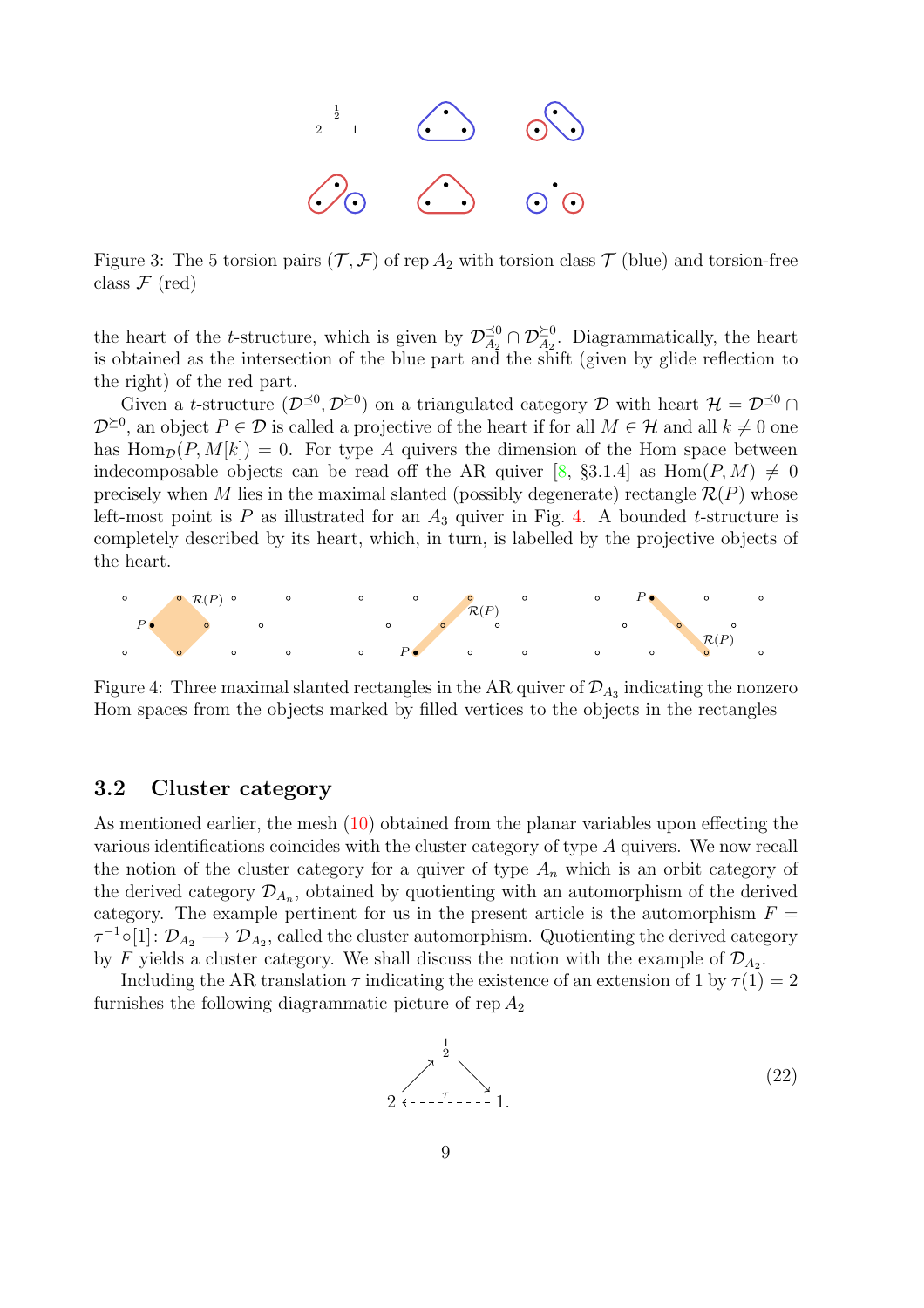Figure 3: The 5 torsion pairs $(\mathcal{T}, \mathcal{F})$ of rep $A_2$ with torsion class $\mathcal{T}$ (blue) and torsion-free class $\mathcal{F}$ (red)

the heart of the $t$-structure, which is given by $\mathcal{D}^{\preceq 0}_{A_2} \cap \mathcal{D}^{\succeq 0}_{A_2}$. Diagrammatically, the heart is obtained as the intersection of the blue part and the shift (given by glide reflection to the right) of the red part.

Given a $t$-structure $(\mathcal{D}^{\preceq 0}, \mathcal{D}^{\succeq 0})$ on a triangulated category $\mathcal{D}$ with heart $\mathcal{H} = \mathcal{D}^{\preceq 0} \cap \mathcal{D}^{\succeq 0}$, an object $P \in \mathcal{D}$ is called a projective of the heart if for all $M \in \mathcal{H}$ and all $k \neq 0$ one has $\mathrm{Hom}_{\mathcal{D}}(P, M[k]) = 0$. For type $A$ quivers the dimension of the Hom space between indecomposable objects can be read off the AR quiver [8, §3.1.4] as $\mathrm{Hom}(P, M) \neq 0$ precisely when $M$ lies in the maximal slanted (possibly degenerate) rectangle $\mathcal{R}(P)$ whose left-most point is $P$ as illustrated for an $A_3$ quiver in Fig. 4. A bounded $t$-structure is completely described by its heart, which, in turn, is labelled by the projective objects of the heart.

Figure 4: Three maximal slanted rectangles in the AR quiver of $\mathcal{D}_{A_3}$ indicating the nonzero Hom spaces from the objects marked by filled vertices to the objects in the rectangles

### 3.2 Cluster category

As mentioned earlier, the mesh (10) obtained from the planar variables upon effecting the various identifications coincides with the cluster category of type $A$ quivers. We now recall the notion of the cluster category for a quiver of type $A_n$ which is an orbit category of the derived category $\mathcal{D}_{A_n}$, obtained by quotienting with an automorphism of the derived category. The example pertinent for us in the present article is the automorphism $F = \tau^{-1} \circ [1] \colon \mathcal{D}_{A_2} \longrightarrow \mathcal{D}_{A_2}$, called the cluster automorphism. Quotienting the derived category by $F$ yields a cluster category. We shall discuss the notion with the example of $\mathcal{D}_{A_2}$.

Including the AR translation $\tau$ indicating the existence of an extension of 1 by $\tau(1) = 2$ furnishes the following diagrammatic picture of rep $A_2$

$$
\begin{array}{ccccc}
 & & {\scriptstyle\frac{1}{2}} & & \\
 & \nearrow & & \searrow & \\
2 & & \xleftarrow{\ \ \tau\ \ } & & 1.
\end{array}
\tag{22}
$$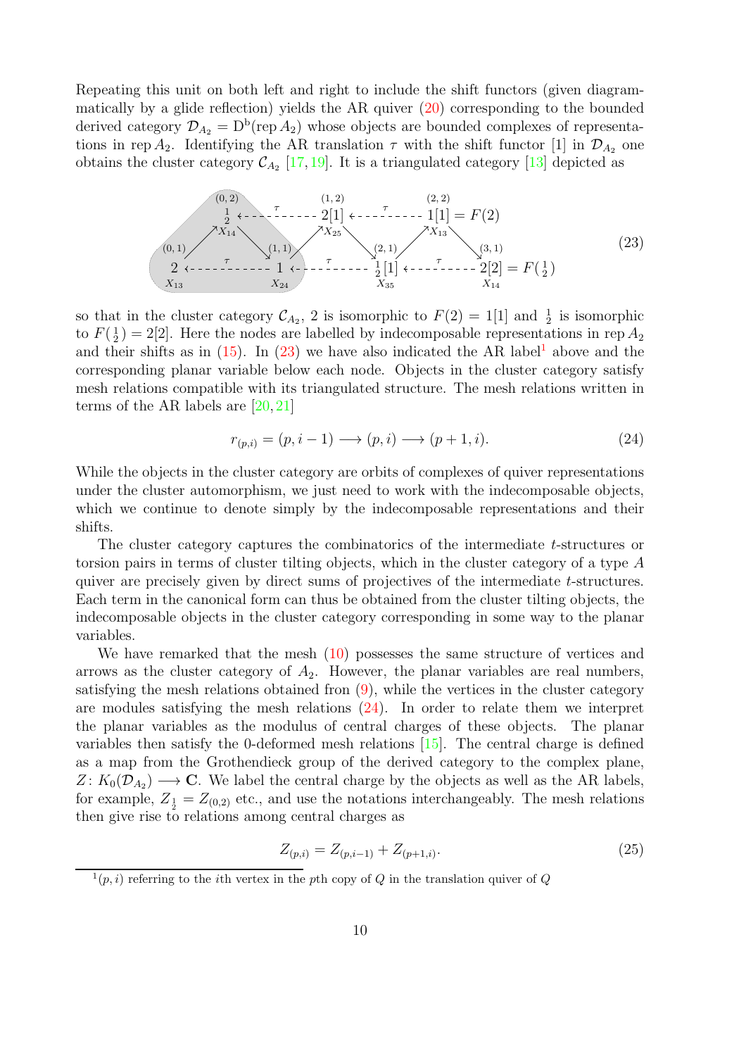Repeating this unit on both left and right to include the shift functors (given diagrammatically by a glide reflection) yields the AR quiver (20) corresponding to the bounded derived category $\mathcal{D}_{A_2} = \mathrm{D^b}(\operatorname{rep} A_2)$ whose objects are bounded complexes of representations in $\operatorname{rep} A_2$. Identifying the AR translation $\tau$ with the shift functor $[1]$ in $\mathcal{D}_{A_2}$ one obtains the cluster category $\mathcal{C}_{A_2}$ [17, 19]. It is a triangulated category [13] depicted as

$$
\begin{array}{ccccccccc}
 & \overset{(0,2)}{\tfrac{1}{2}} & \overset{\tau}{\dashleftarrow} & \overset{(1,2)}{2[1]} & \overset{\tau}{\dashleftarrow} & \overset{(2,2)}{1[1] = F(2)} & & & \\
 & {\scriptstyle X_{14}} & & {\scriptstyle X_{25}} & & {\scriptstyle X_{13}} & & & \\
\nearrow & & \searrow \quad \nearrow & & \searrow \quad \nearrow & & \searrow & & \\
\underset{X_{13}}{\overset{(0,1)}{2}} & \overset{\tau}{\dashleftarrow} & \underset{X_{24}}{\overset{(1,1)}{1}} & \overset{\tau}{\dashleftarrow} & \underset{X_{35}}{\overset{(2,1)}{\tfrac{1}{2}[1]}} & \overset{\tau}{\dashleftarrow} & \underset{X_{14}}{\overset{(3,1)}{2[2] = F(\tfrac{1}{2})}} & &
\end{array}
\tag{23}
$$

so that in the cluster category $\mathcal{C}_{A_2}$, 2 is isomorphic to $F(2) = 1[1]$ and $\tfrac{1}{2}$ is isomorphic to $F(\tfrac{1}{2}) = 2[2]$. Here the nodes are labelled by indecomposable representations in $\operatorname{rep} A_2$ and their shifts as in (15). In (23) we have also indicated the AR label[1] above and the corresponding planar variable below each node. Objects in the cluster category satisfy mesh relations compatible with its triangulated structure. The mesh relations written in terms of the AR labels are [20, 21]

$$
r_{(p,i)} = (p, i-1) \longrightarrow (p, i) \longrightarrow (p+1, i). \tag{24}
$$

While the objects in the cluster category are orbits of complexes of quiver representations under the cluster automorphism, we just need to work with the indecomposable objects, which we continue to denote simply by the indecomposable representations and their shifts.

The cluster category captures the combinatorics of the intermediate $t$-structures or torsion pairs in terms of cluster tilting objects, which in the cluster category of a type $A$ quiver are precisely given by direct sums of projectives of the intermediate $t$-structures. Each term in the canonical form can thus be obtained from the cluster tilting objects, the indecomposable objects in the cluster category corresponding in some way to the planar variables.

We have remarked that the mesh (10) possesses the same structure of vertices and arrows as the cluster category of $A_2$. However, the planar variables are real numbers, satisfying the mesh relations obtained fron (9), while the vertices in the cluster category are modules satisfying the mesh relations (24). In order to relate them we interpret the planar variables as the modulus of central charges of these objects. The planar variables then satisfy the 0-deformed mesh relations [15]. The central charge is defined as a map from the Grothendieck group of the derived category to the complex plane, $Z\colon K_0(\mathcal{D}_{A_2}) \longrightarrow \mathbf{C}$. We label the central charge by the objects as well as the AR labels, for example, $Z_{\frac{1}{2}} = Z_{(0,2)}$ etc., and use the notations interchangeably. The mesh relations then give rise to relations among central charges as

$$
Z_{(p,i)} = Z_{(p,i-1)} + Z_{(p+1,i)}. \tag{25}
$$

[1] $(p, i)$ referring to the $i$th vertex in the $p$th copy of $Q$ in the translation quiver of $Q$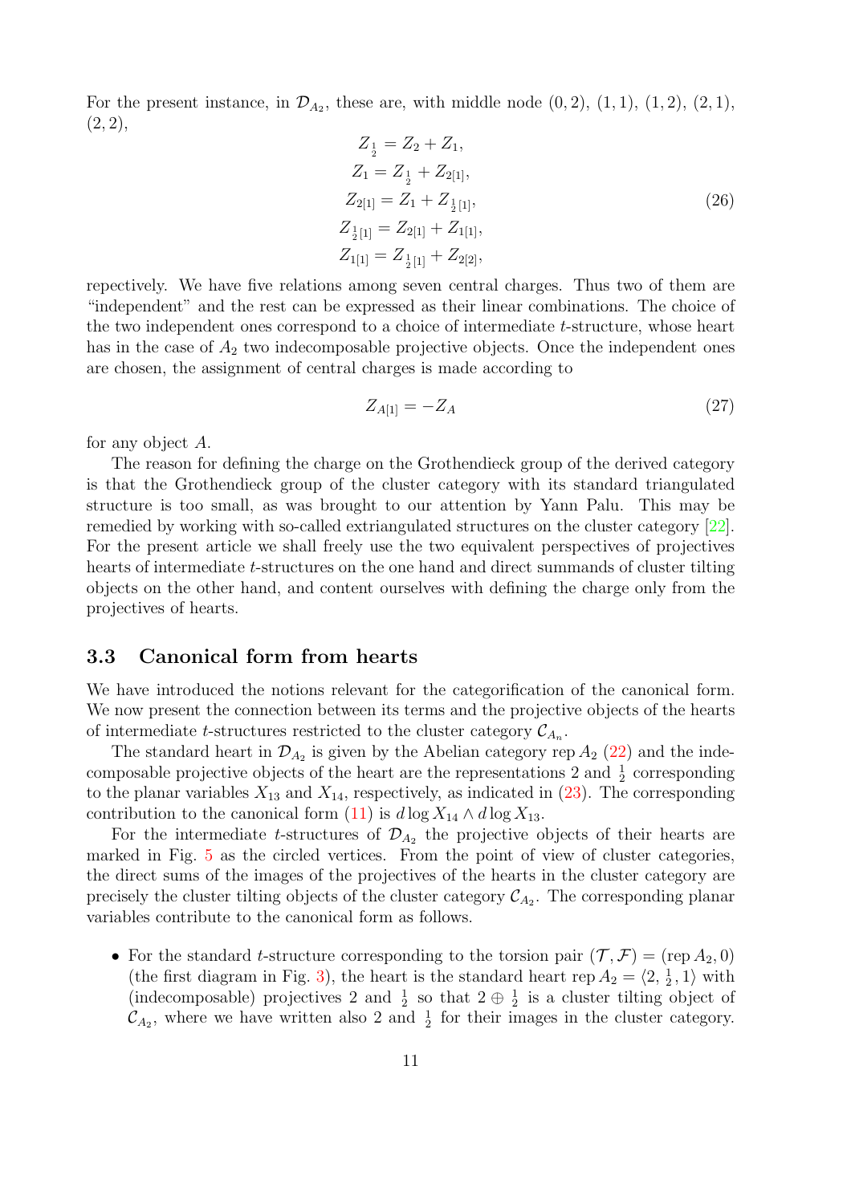For the present instance, in $\mathcal{D}_{A_2}$, these are, with middle node $(0,2)$, $(1,1)$, $(1,2)$, $(2,1)$, $(2,2)$,

$$
\begin{aligned}
Z_{\frac{1}{2}} &= Z_2 + Z_1, \\
Z_1 &= Z_{\frac{1}{2}} + Z_{2[1]}, \\
Z_{2[1]} &= Z_1 + Z_{\frac{1}{2}[1]}, \\
Z_{\frac{1}{2}[1]} &= Z_{2[1]} + Z_{1[1]}, \\
Z_{1[1]} &= Z_{\frac{1}{2}[1]} + Z_{2[2]},
\end{aligned} \tag{26}
$$

repectively. We have five relations among seven central charges. Thus two of them are "independent" and the rest can be expressed as their linear combinations. The choice of the two independent ones correspond to a choice of intermediate $t$-structure, whose heart has in the case of $A_2$ two indecomposable projective objects. Once the independent ones are chosen, the assignment of central charges is made according to

$$
Z_{A[1]} = -Z_A \tag{27}
$$

for any object $A$.

The reason for defining the charge on the Grothendieck group of the derived category is that the Grothendieck group of the cluster category with its standard triangulated structure is too small, as was brought to our attention by Yann Palu. This may be remedied by working with so-called extriangulated structures on the cluster category [22]. For the present article we shall freely use the two equivalent perspectives of projectives hearts of intermediate $t$-structures on the one hand and direct summands of cluster tilting objects on the other hand, and content ourselves with defining the charge only from the projectives of hearts.

### 3.3 Canonical form from hearts

We have introduced the notions relevant for the categorification of the canonical form. We now present the connection between its terms and the projective objects of the hearts of intermediate $t$-structures restricted to the cluster category $\mathcal{C}_{A_n}$.

The standard heart in $\mathcal{D}_{A_2}$ is given by the Abelian category $\operatorname{rep} A_2$ (22) and the indecomposable projective objects of the heart are the representations 2 and $\frac{1}{2}$ corresponding to the planar variables $X_{13}$ and $X_{14}$, respectively, as indicated in (23). The corresponding contribution to the canonical form (11) is $d\log X_{14} \wedge d\log X_{13}$.

For the intermediate $t$-structures of $\mathcal{D}_{A_2}$ the projective objects of their hearts are marked in Fig. 5 as the circled vertices. From the point of view of cluster categories, the direct sums of the images of the projectives of the hearts in the cluster category are precisely the cluster tilting objects of the cluster category $\mathcal{C}_{A_2}$. The corresponding planar variables contribute to the canonical form as follows.

- For the standard $t$-structure corresponding to the torsion pair $(\mathcal{T}, \mathcal{F}) = (\operatorname{rep} A_2, 0)$ (the first diagram in Fig. 3), the heart is the standard heart $\operatorname{rep} A_2 = \langle 2, \frac{1}{2}, 1 \rangle$ with (indecomposable) projectives 2 and $\frac{1}{2}$ so that $2 \oplus \frac{1}{2}$ is a cluster tilting object of $\mathcal{C}_{A_2}$, where we have written also 2 and $\frac{1}{2}$ for their images in the cluster category.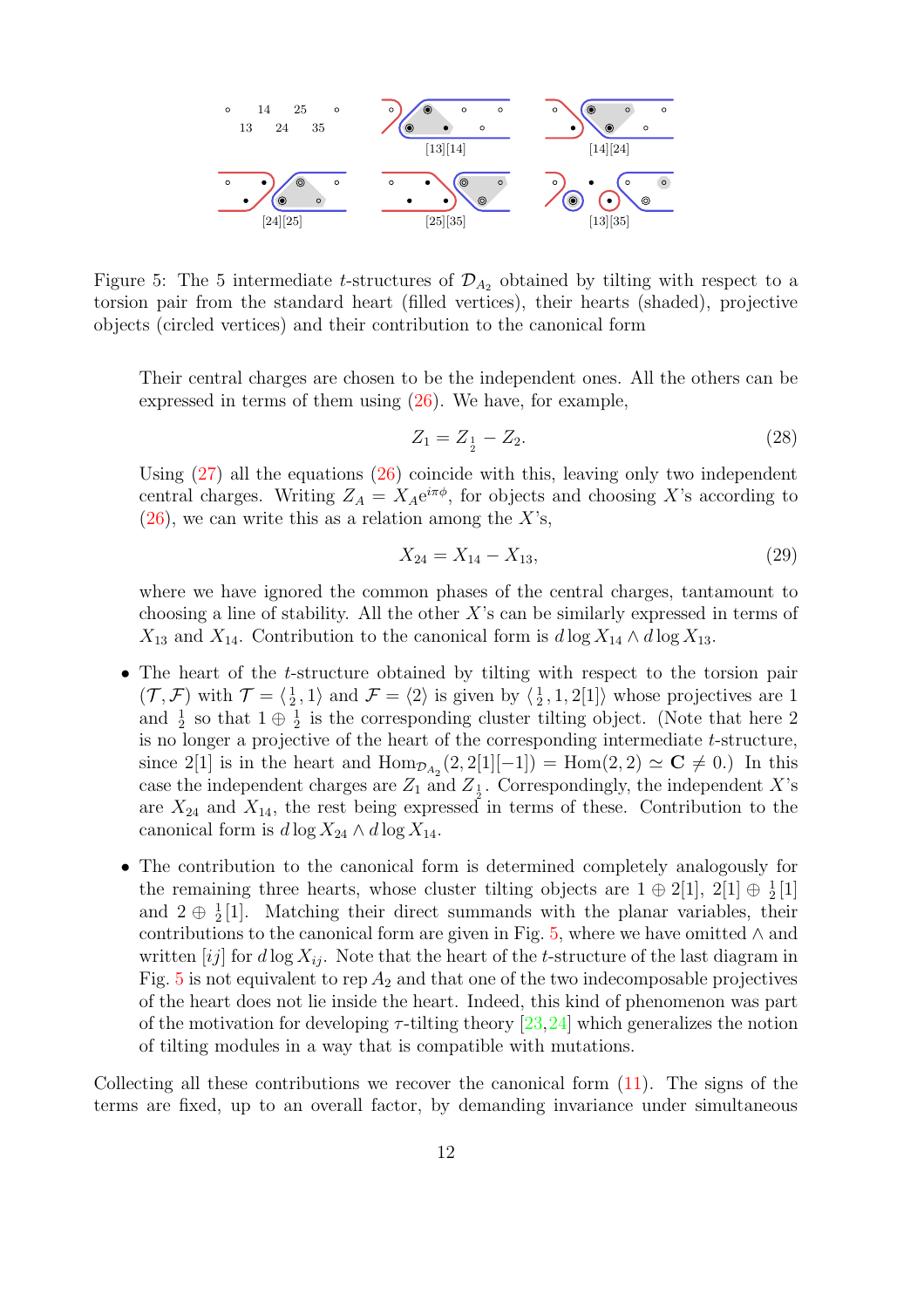Figure 5: The 5 intermediate $t$-structures of $\mathcal{D}_{A_2}$ obtained by tilting with respect to a torsion pair from the standard heart (filled vertices), their hearts (shaded), projective objects (circled vertices) and their contribution to the canonical form

Their central charges are chosen to be the independent ones. All the others can be expressed in terms of them using (26). We have, for example,

$$Z_1 = Z_{\frac{1}{2}} - Z_2. \tag{28}$$

Using (27) all the equations (26) coincide with this, leaving only two independent central charges. Writing $Z_A = X_A e^{i\pi\phi}$, for objects and choosing $X$'s according to (26), we can write this as a relation among the $X$'s,

$$X_{24} = X_{14} - X_{13}, \tag{29}$$

where we have ignored the common phases of the central charges, tantamount to choosing a line of stability. All the other $X$'s can be similarly expressed in terms of $X_{13}$ and $X_{14}$. Contribution to the canonical form is $d\log X_{14} \wedge d\log X_{13}$.

- The heart of the $t$-structure obtained by tilting with respect to the torsion pair $(\mathcal{T}, \mathcal{F})$ with $\mathcal{T} = \langle \frac{1}{2}, 1 \rangle$ and $\mathcal{F} = \langle 2 \rangle$ is given by $\langle \frac{1}{2}, 1, 2[1] \rangle$ whose projectives are 1 and $\frac{1}{2}$ so that $1 \oplus \frac{1}{2}$ is the corresponding cluster tilting object. (Note that here 2 is no longer a projective of the heart of the corresponding intermediate $t$-structure, since $2[1]$ is in the heart and $\mathrm{Hom}_{\mathcal{D}_{A_2}}(2, 2[1][-1]) = \mathrm{Hom}(2, 2) \simeq \mathbf{C} \neq 0$.) In this case the independent charges are $Z_1$ and $Z_{\frac{1}{2}}$. Correspondingly, the independent $X$'s are $X_{24}$ and $X_{14}$, the rest being expressed in terms of these. Contribution to the canonical form is $d\log X_{24} \wedge d\log X_{14}$.
- The contribution to the canonical form is determined completely analogously for the remaining three hearts, whose cluster tilting objects are $1 \oplus 2[1]$, $2[1] \oplus \frac{1}{2}[1]$ and $2 \oplus \frac{1}{2}[1]$. Matching their direct summands with the planar variables, their contributions to the canonical form are given in Fig. 5, where we have omitted $\wedge$ and written $[ij]$ for $d\log X_{ij}$. Note that the heart of the $t$-structure of the last diagram in Fig. 5 is not equivalent to rep $A_2$ and that one of the two indecomposable projectives of the heart does not lie inside the heart. Indeed, this kind of phenomenon was part of the motivation for developing $\tau$-tilting theory [23,24] which generalizes the notion of tilting modules in a way that is compatible with mutations.

Collecting all these contributions we recover the canonical form (11). The signs of the terms are fixed, up to an overall factor, by demanding invariance under simultaneous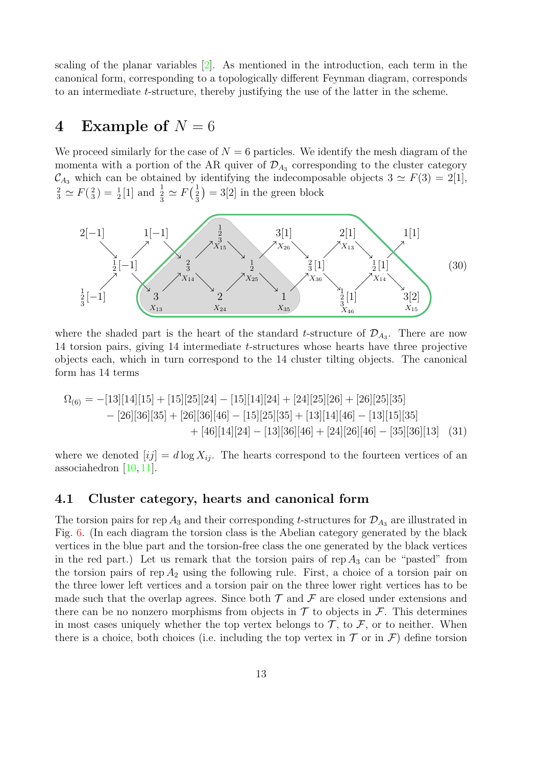scaling of the planar variables [2]. As mentioned in the introduction, each term in the canonical form, corresponding to a topologically different Feynman diagram, corresponds to an intermediate $t$-structure, thereby justifying the use of the latter in the scheme.

# 4 Example of $N = 6$

We proceed similarly for the case of $N = 6$ particles. We identify the mesh diagram of the momenta with a portion of the AR quiver of $\mathcal{D}_{A_3}$ corresponding to the cluster category $\mathcal{C}_{A_3}$ which can be obtained by identifying the indecomposable objects $3 \simeq F(3) = 2[1]$, ${}^{2}_{3} \simeq F({}^{2}_{3}) = {}^{1}_{2}[1]$ and ${}^{1}_{2}{}_{3} \simeq F\left({}^{1}_{2}{}_{3}\right) = 3[2]$ in the green block

$$(30)$$

where the shaded part is the heart of the standard $t$-structure of $\mathcal{D}_{A_3}$. There are now 14 torsion pairs, giving 14 intermediate $t$-structures whose hearts have three projective objects each, which in turn correspond to the 14 cluster tilting objects. The canonical form has 14 terms

$$
\begin{aligned}
\Omega_{(6)} = &-[13][14][15] + [15][25][24] - [15][14][24] + [24][25][26] + [26][25][35] \\
&- [26][36][35] + [26][36][46] - [15][25][35] + [13][14][46] - [13][15][35] \\
&+ [46][14][24] - [13][36][46] + [24][26][46] - [35][36][13] \quad (31)
\end{aligned}
$$

where we denoted $[ij] = d\log X_{ij}$. The hearts correspond to the fourteen vertices of an associahedron [10, 11].

## 4.1 Cluster category, hearts and canonical form

The torsion pairs for rep $A_3$ and their corresponding $t$-structures for $\mathcal{D}_{A_3}$ are illustrated in Fig. 6. (In each diagram the torsion class is the Abelian category generated by the black vertices in the blue part and the torsion-free class the one generated by the black vertices in the red part.) Let us remark that the torsion pairs of rep $A_3$ can be "pasted" from the torsion pairs of rep $A_2$ using the following rule. First, a choice of a torsion pair on the three lower left vertices and a torsion pair on the three lower right vertices has to be made such that the overlap agrees. Since both $\mathcal{T}$ and $\mathcal{F}$ are closed under extensions and there can be no nonzero morphisms from objects in $\mathcal{T}$ to objects in $\mathcal{F}$. This determines in most cases uniquely whether the top vertex belongs to $\mathcal{T}$, to $\mathcal{F}$, or to neither. When there is a choice, both choices (i.e. including the top vertex in $\mathcal{T}$ or in $\mathcal{F}$) define torsion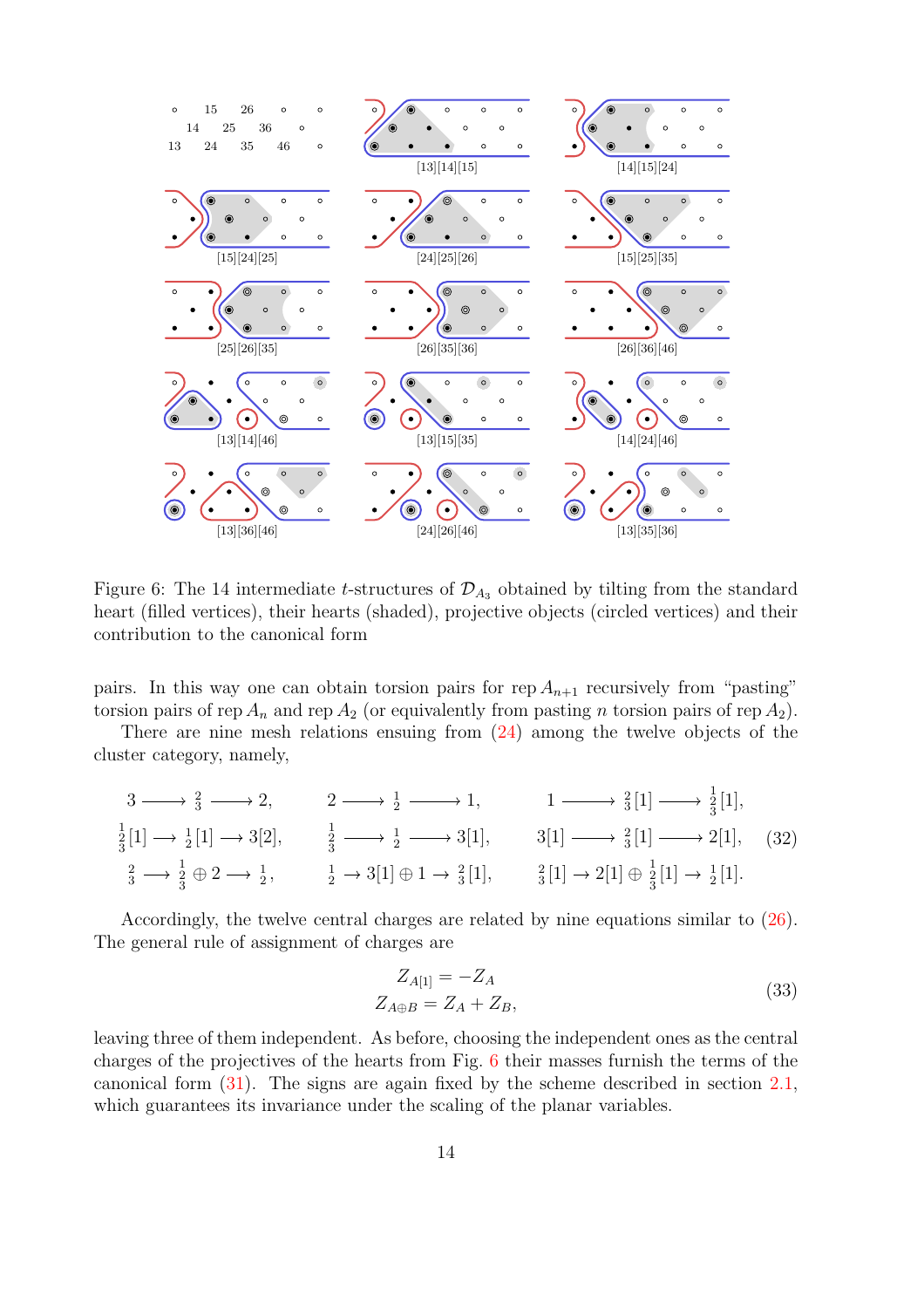Figure 6: The 14 intermediate $t$-structures of $\mathcal{D}_{A_3}$ obtained by tilting from the standard heart (filled vertices), their hearts (shaded), projective objects (circled vertices) and their contribution to the canonical form

pairs. In this way one can obtain torsion pairs for rep $A_{n+1}$ recursively from "pasting" torsion pairs of rep $A_n$ and rep $A_2$ (or equivalently from pasting $n$ torsion pairs of rep $A_2$).

There are nine mesh relations ensuing from (24) among the twelve objects of the cluster category, namely,

$$
\begin{array}{lll}
3 \longrightarrow {\scriptstyle \frac{2}{3}} \longrightarrow 2, & 2 \longrightarrow {\scriptstyle \frac{1}{2}} \longrightarrow 1, & 1 \longrightarrow {\scriptstyle \frac{2}{3}}[1] \longrightarrow {\scriptstyle \begin{smallmatrix}1\\2\\3\end{smallmatrix}}[1], \\
{\scriptstyle \begin{smallmatrix}1\\2\\3\end{smallmatrix}}[1] \longrightarrow {\scriptstyle \frac{1}{2}}[1] \longrightarrow 3[2], & {\scriptstyle \begin{smallmatrix}1\\2\\3\end{smallmatrix}} \longrightarrow {\scriptstyle \frac{1}{2}} \longrightarrow 3[1], & 3[1] \longrightarrow {\scriptstyle \frac{2}{3}}[1] \longrightarrow 2[1], \\
{\scriptstyle \frac{2}{3}} \longrightarrow {\scriptstyle \begin{smallmatrix}1\\2\\3\end{smallmatrix}} \oplus 2 \longrightarrow {\scriptstyle \frac{1}{2}}, & {\scriptstyle \frac{1}{2}} \rightarrow 3[1] \oplus 1 \rightarrow {\scriptstyle \frac{2}{3}}[1], & {\scriptstyle \frac{2}{3}}[1] \rightarrow 2[1] \oplus {\scriptstyle \begin{smallmatrix}1\\2\\3\end{smallmatrix}}[1] \rightarrow {\scriptstyle \frac{1}{2}}[1].
\end{array}
\tag{32}
$$

Accordingly, the twelve central charges are related by nine equations similar to (26). The general rule of assignment of charges are

$$
\begin{aligned}
Z_{A[1]} &= -Z_A \\
Z_{A \oplus B} &= Z_A + Z_B,
\end{aligned}
\tag{33}
$$

leaving three of them independent. As before, choosing the independent ones as the central charges of the projectives of the hearts from Fig. 6 their masses furnish the terms of the canonical form (31). The signs are again fixed by the scheme described in section 2.1, which guarantees its invariance under the scaling of the planar variables.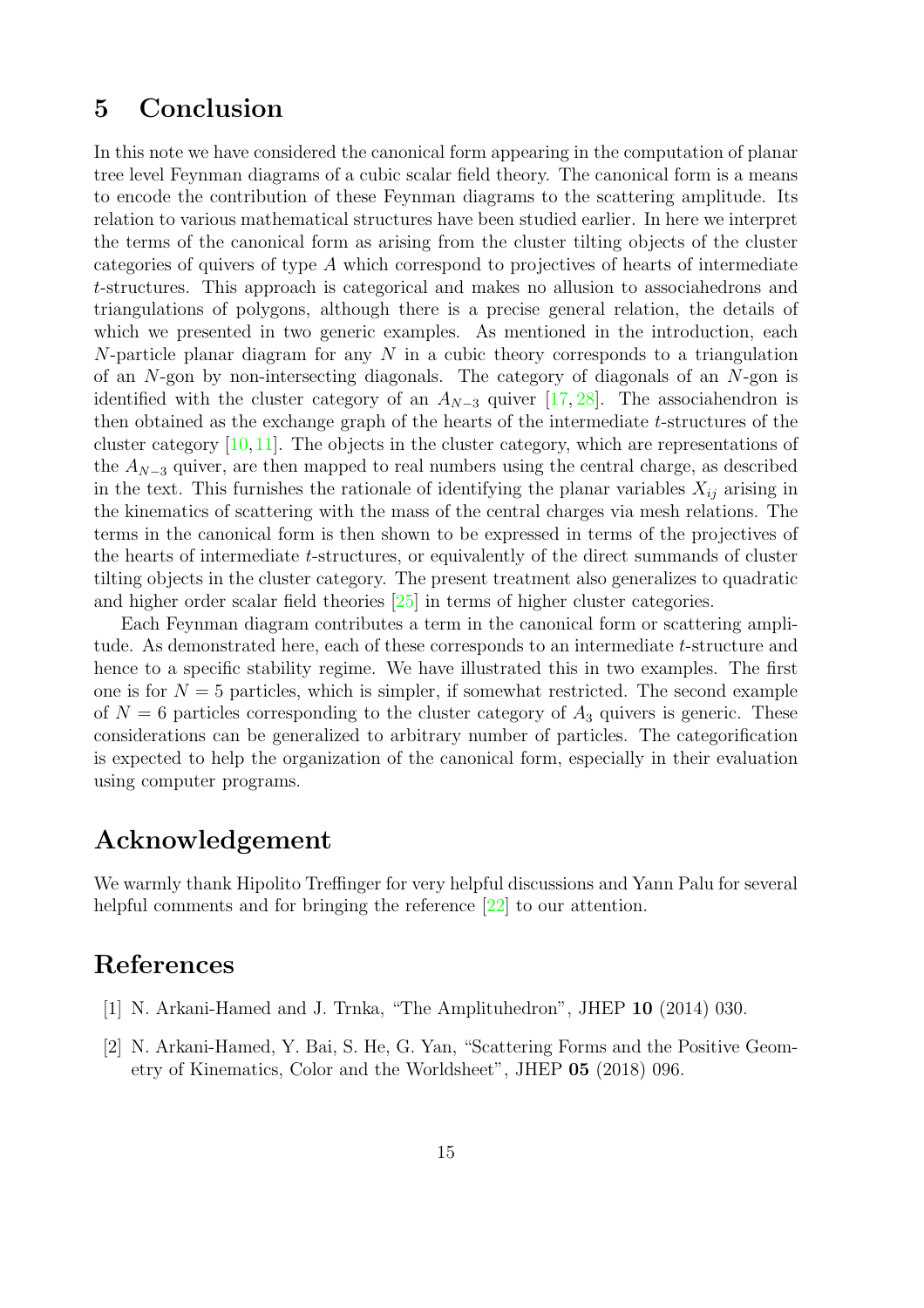## 5 Conclusion

In this note we have considered the canonical form appearing in the computation of planar tree level Feynman diagrams of a cubic scalar field theory. The canonical form is a means to encode the contribution of these Feynman diagrams to the scattering amplitude. Its relation to various mathematical structures have been studied earlier. In here we interpret the terms of the canonical form as arising from the cluster tilting objects of the cluster categories of quivers of type $A$ which correspond to projectives of hearts of intermediate $t$-structures. This approach is categorical and makes no allusion to associahedrons and triangulations of polygons, although there is a precise general relation, the details of which we presented in two generic examples. As mentioned in the introduction, each $N$-particle planar diagram for any $N$ in a cubic theory corresponds to a triangulation of an $N$-gon by non-intersecting diagonals. The category of diagonals of an $N$-gon is identified with the cluster category of an $A_{N-3}$ quiver [17, 28]. The associahendron is then obtained as the exchange graph of the hearts of the intermediate $t$-structures of the cluster category [10, 11]. The objects in the cluster category, which are representations of the $A_{N-3}$ quiver, are then mapped to real numbers using the central charge, as described in the text. This furnishes the rationale of identifying the planar variables $X_{ij}$ arising in the kinematics of scattering with the mass of the central charges via mesh relations. The terms in the canonical form is then shown to be expressed in terms of the projectives of the hearts of intermediate $t$-structures, or equivalently of the direct summands of cluster tilting objects in the cluster category. The present treatment also generalizes to quadratic and higher order scalar field theories [25] in terms of higher cluster categories.

Each Feynman diagram contributes a term in the canonical form or scattering amplitude. As demonstrated here, each of these corresponds to an intermediate $t$-structure and hence to a specific stability regime. We have illustrated this in two examples. The first one is for $N = 5$ particles, which is simpler, if somewhat restricted. The second example of $N = 6$ particles corresponding to the cluster category of $A_3$ quivers is generic. These considerations can be generalized to arbitrary number of particles. The categorification is expected to help the organization of the canonical form, especially in their evaluation using computer programs.

## Acknowledgement

We warmly thank Hipolito Treffinger for very helpful discussions and Yann Palu for several helpful comments and for bringing the reference [22] to our attention.

## References

[1] N. Arkani-Hamed and J. Trnka, "The Amplituhedron", JHEP **10** (2014) 030.

[2] N. Arkani-Hamed, Y. Bai, S. He, G. Yan, "Scattering Forms and the Positive Geometry of Kinematics, Color and the Worldsheet", JHEP **05** (2018) 096.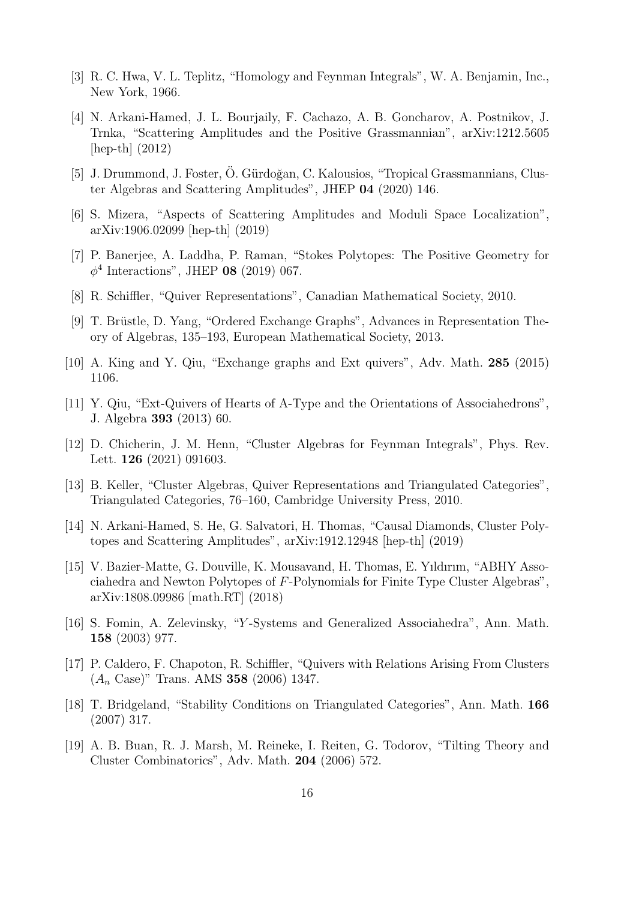[3] R. C. Hwa, V. L. Teplitz, "Homology and Feynman Integrals", W. A. Benjamin, Inc., New York, 1966.

[4] N. Arkani-Hamed, J. L. Bourjaily, F. Cachazo, A. B. Goncharov, A. Postnikov, J. Trnka, "Scattering Amplitudes and the Positive Grassmannian", arXiv:1212.5605 [hep-th] (2012)

[5] J. Drummond, J. Foster, Ö. Gürdoğan, C. Kalousios, "Tropical Grassmannians, Cluster Algebras and Scattering Amplitudes", JHEP **04** (2020) 146.

[6] S. Mizera, "Aspects of Scattering Amplitudes and Moduli Space Localization", arXiv:1906.02099 [hep-th] (2019)

[7] P. Banerjee, A. Laddha, P. Raman, "Stokes Polytopes: The Positive Geometry for $\phi^4$ Interactions", JHEP **08** (2019) 067.

[8] R. Schiffler, "Quiver Representations", Canadian Mathematical Society, 2010.

[9] T. Brüstle, D. Yang, "Ordered Exchange Graphs", Advances in Representation Theory of Algebras, 135–193, European Mathematical Society, 2013.

[10] A. King and Y. Qiu, "Exchange graphs and Ext quivers", Adv. Math. **285** (2015) 1106.

[11] Y. Qiu, "Ext-Quivers of Hearts of A-Type and the Orientations of Associahedrons", J. Algebra **393** (2013) 60.

[12] D. Chicherin, J. M. Henn, "Cluster Algebras for Feynman Integrals", Phys. Rev. Lett. **126** (2021) 091603.

[13] B. Keller, "Cluster Algebras, Quiver Representations and Triangulated Categories", Triangulated Categories, 76–160, Cambridge University Press, 2010.

[14] N. Arkani-Hamed, S. He, G. Salvatori, H. Thomas, "Causal Diamonds, Cluster Polytopes and Scattering Amplitudes", arXiv:1912.12948 [hep-th] (2019)

[15] V. Bazier-Matte, G. Douville, K. Mousavand, H. Thomas, E. Yıldırım, "ABHY Associahedra and Newton Polytopes of $F$-Polynomials for Finite Type Cluster Algebras", arXiv:1808.09986 [math.RT] (2018)

[16] S. Fomin, A. Zelevinsky, "$Y$-Systems and Generalized Associahedra", Ann. Math. **158** (2003) 977.

[17] P. Caldero, F. Chapoton, R. Schiffler, "Quivers with Relations Arising From Clusters ($A_n$ Case)" Trans. AMS **358** (2006) 1347.

[18] T. Bridgeland, "Stability Conditions on Triangulated Categories", Ann. Math. **166** (2007) 317.

[19] A. B. Buan, R. J. Marsh, M. Reineke, I. Reiten, G. Todorov, "Tilting Theory and Cluster Combinatorics", Adv. Math. **204** (2006) 572.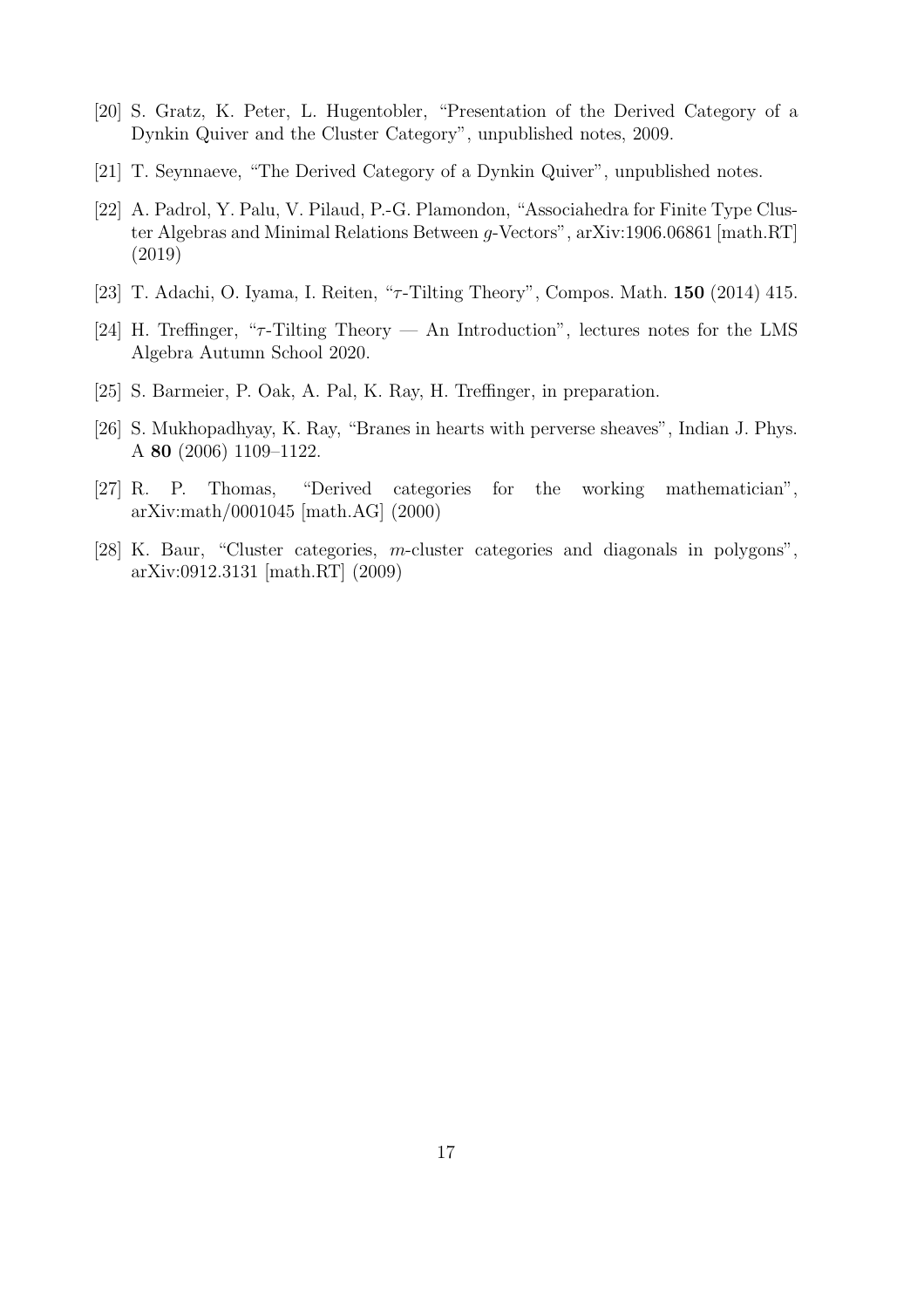[20] S. Gratz, K. Peter, L. Hugentobler, "Presentation of the Derived Category of a Dynkin Quiver and the Cluster Category", unpublished notes, 2009.

[21] T. Seynnaeve, "The Derived Category of a Dynkin Quiver", unpublished notes.

[22] A. Padrol, Y. Palu, V. Pilaud, P.-G. Plamondon, "Associahedra for Finite Type Cluster Algebras and Minimal Relations Between $g$-Vectors", arXiv:1906.06861 [math.RT] (2019)

[23] T. Adachi, O. Iyama, I. Reiten, "$\tau$-Tilting Theory", Compos. Math. **150** (2014) 415.

[24] H. Treffinger, "$\tau$-Tilting Theory — An Introduction", lectures notes for the LMS Algebra Autumn School 2020.

[25] S. Barmeier, P. Oak, A. Pal, K. Ray, H. Treffinger, in preparation.

[26] S. Mukhopadhyay, K. Ray, "Branes in hearts with perverse sheaves", Indian J. Phys. A **80** (2006) 1109–1122.

[27] R. P. Thomas, "Derived categories for the working mathematician", arXiv:math/0001045 [math.AG] (2000)

[28] K. Baur, "Cluster categories, $m$-cluster categories and diagonals in polygons", arXiv:0912.3131 [math.RT] (2009)